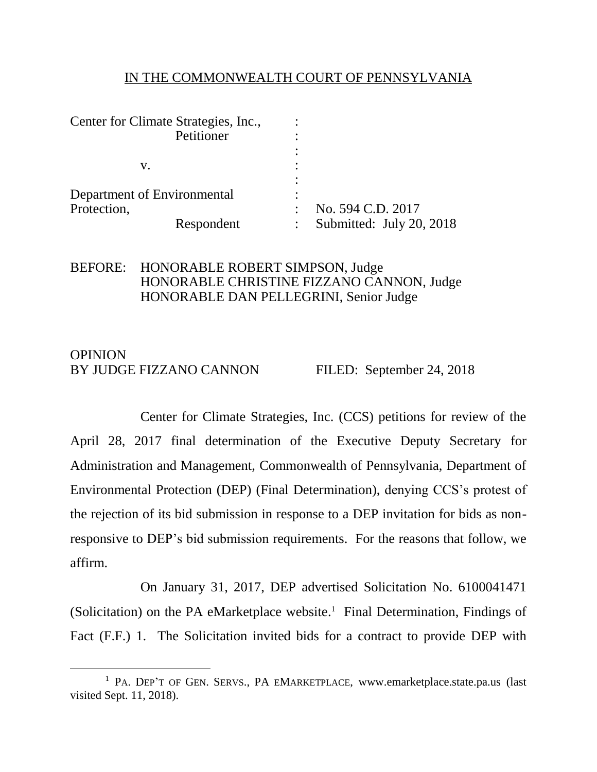IN THE COMMONWEALTH COURT OF PENNSYLVANIA

| | | |
|---|---|---|
| Center for Climate Strategies, Inc., Petitioner | : | |
| v. | : | |
| Department of Environmental Protection, Respondent | : | No. 594 C.D. 2017 |
| | : | Submitted: July 20, 2018 |

BEFORE: HONORABLE ROBERT SIMPSON, Judge
HONORABLE CHRISTINE FIZZANO CANNON, Judge
HONORABLE DAN PELLEGRINI, Senior Judge

OPINION
BY JUDGE FIZZANO CANNON FILED: September 24, 2018

Center for Climate Strategies, Inc. (CCS) petitions for review of the April 28, 2017 final determination of the Executive Deputy Secretary for Administration and Management, Commonwealth of Pennsylvania, Department of Environmental Protection (DEP) (Final Determination), denying CCS's protest of the rejection of its bid submission in response to a DEP invitation for bids as non-responsive to DEP's bid submission requirements. For the reasons that follow, we affirm.

On January 31, 2017, DEP advertised Solicitation No. 6100041471 (Solicitation) on the PA eMarketplace website.[1] Final Determination, Findings of Fact (F.F.) 1. The Solicitation invited bids for a contract to provide DEP with

[1] PA. DEP'T OF GEN. SERVS., PA EMARKETPLACE, www.emarketplace.state.pa.us (last visited Sept. 11, 2018).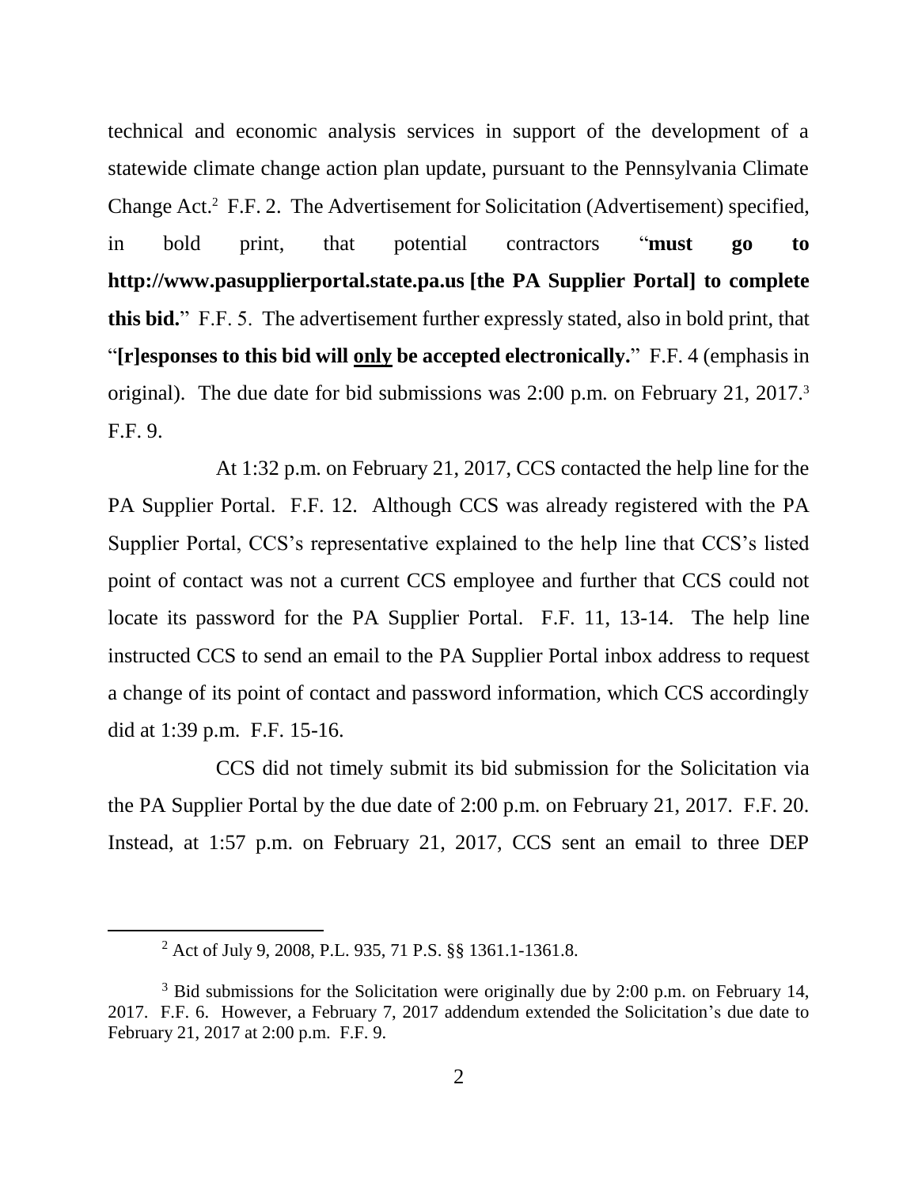technical and economic analysis services in support of the development of a statewide climate change action plan update, pursuant to the Pennsylvania Climate Change Act.[2] F.F. 2. The Advertisement for Solicitation (Advertisement) specified, in bold print, that potential contractors "**must go to http://www.pasupplierportal.state.pa.us [the PA Supplier Portal] to complete this bid.**" F.F. 5. The advertisement further expressly stated, also in bold print, that "**[r]esponses to this bid will <u>only</u> be accepted electronically.**" F.F. 4 (emphasis in original). The due date for bid submissions was 2:00 p.m. on February 21, 2017.[3] F.F. 9.

At 1:32 p.m. on February 21, 2017, CCS contacted the help line for the PA Supplier Portal. F.F. 12. Although CCS was already registered with the PA Supplier Portal, CCS's representative explained to the help line that CCS's listed point of contact was not a current CCS employee and further that CCS could not locate its password for the PA Supplier Portal. F.F. 11, 13-14. The help line instructed CCS to send an email to the PA Supplier Portal inbox address to request a change of its point of contact and password information, which CCS accordingly did at 1:39 p.m. F.F. 15-16.

CCS did not timely submit its bid submission for the Solicitation via the PA Supplier Portal by the due date of 2:00 p.m. on February 21, 2017. F.F. 20. Instead, at 1:57 p.m. on February 21, 2017, CCS sent an email to three DEP

---

[2] Act of July 9, 2008, P.L. 935, 71 P.S. §§ 1361.1-1361.8.

[3] Bid submissions for the Solicitation were originally due by 2:00 p.m. on February 14, 2017. F.F. 6. However, a February 7, 2017 addendum extended the Solicitation's due date to February 21, 2017 at 2:00 p.m. F.F. 9.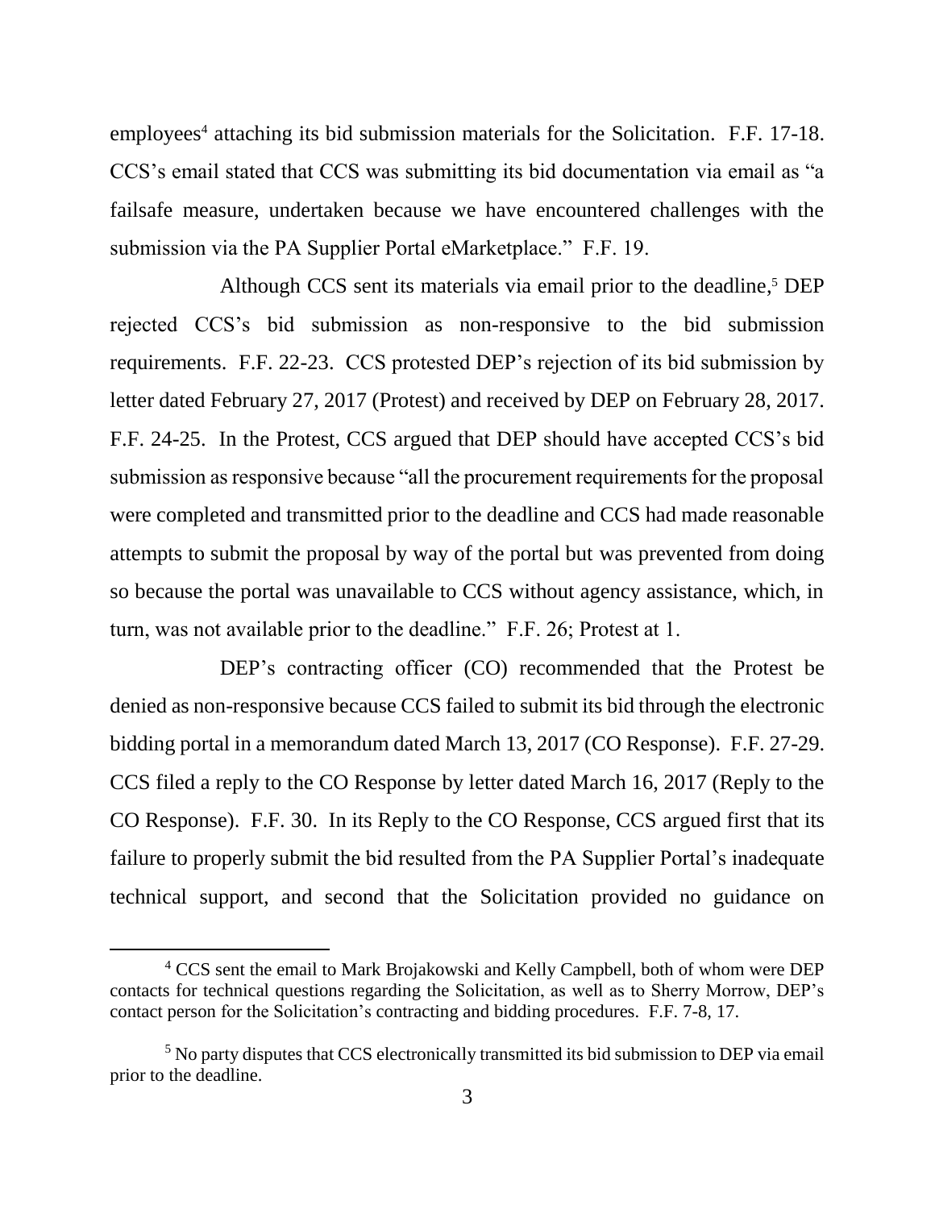employees[4] attaching its bid submission materials for the Solicitation. F.F. 17-18. CCS's email stated that CCS was submitting its bid documentation via email as "a failsafe measure, undertaken because we have encountered challenges with the submission via the PA Supplier Portal eMarketplace." F.F. 19.

Although CCS sent its materials via email prior to the deadline,[5] DEP rejected CCS's bid submission as non-responsive to the bid submission requirements. F.F. 22-23. CCS protested DEP's rejection of its bid submission by letter dated February 27, 2017 (Protest) and received by DEP on February 28, 2017. F.F. 24-25. In the Protest, CCS argued that DEP should have accepted CCS's bid submission as responsive because "all the procurement requirements for the proposal were completed and transmitted prior to the deadline and CCS had made reasonable attempts to submit the proposal by way of the portal but was prevented from doing so because the portal was unavailable to CCS without agency assistance, which, in turn, was not available prior to the deadline." F.F. 26; Protest at 1.

DEP's contracting officer (CO) recommended that the Protest be denied as non-responsive because CCS failed to submit its bid through the electronic bidding portal in a memorandum dated March 13, 2017 (CO Response). F.F. 27-29. CCS filed a reply to the CO Response by letter dated March 16, 2017 (Reply to the CO Response). F.F. 30. In its Reply to the CO Response, CCS argued first that its failure to properly submit the bid resulted from the PA Supplier Portal's inadequate technical support, and second that the Solicitation provided no guidance on

---

[4] CCS sent the email to Mark Brojakowski and Kelly Campbell, both of whom were DEP contacts for technical questions regarding the Solicitation, as well as to Sherry Morrow, DEP's contact person for the Solicitation's contracting and bidding procedures. F.F. 7-8, 17.

[5] No party disputes that CCS electronically transmitted its bid submission to DEP via email prior to the deadline.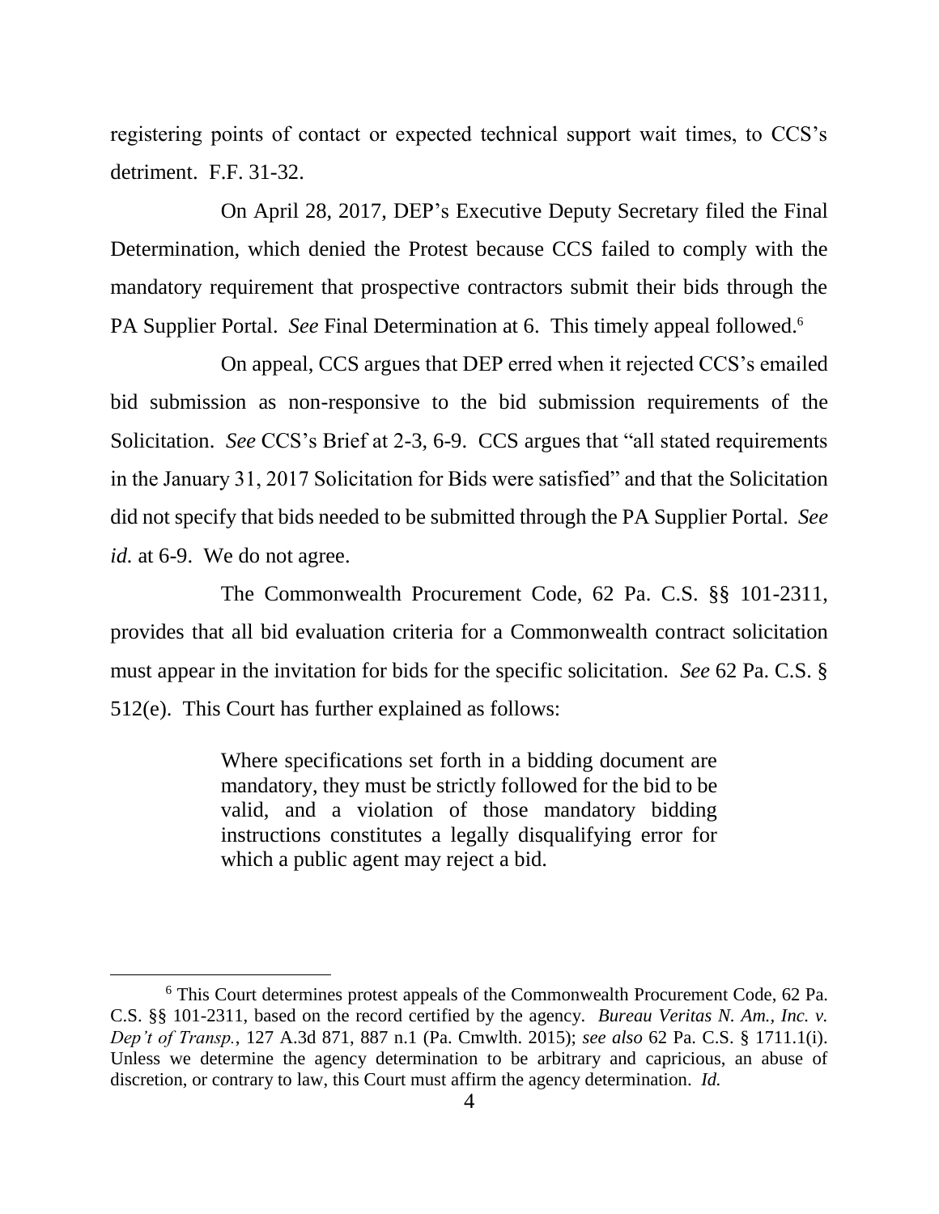registering points of contact or expected technical support wait times, to CCS's detriment. F.F. 31-32.

On April 28, 2017, DEP's Executive Deputy Secretary filed the Final Determination, which denied the Protest because CCS failed to comply with the mandatory requirement that prospective contractors submit their bids through the PA Supplier Portal. *See* Final Determination at 6. This timely appeal followed.[6]

On appeal, CCS argues that DEP erred when it rejected CCS's emailed bid submission as non-responsive to the bid submission requirements of the Solicitation. *See* CCS's Brief at 2-3, 6-9. CCS argues that "all stated requirements in the January 31, 2017 Solicitation for Bids were satisfied" and that the Solicitation did not specify that bids needed to be submitted through the PA Supplier Portal. *See id.* at 6-9. We do not agree.

The Commonwealth Procurement Code, 62 Pa. C.S. §§ 101-2311, provides that all bid evaluation criteria for a Commonwealth contract solicitation must appear in the invitation for bids for the specific solicitation. *See* 62 Pa. C.S. § 512(e). This Court has further explained as follows:

> Where specifications set forth in a bidding document are mandatory, they must be strictly followed for the bid to be valid, and a violation of those mandatory bidding instructions constitutes a legally disqualifying error for which a public agent may reject a bid.

---

[6] This Court determines protest appeals of the Commonwealth Procurement Code, 62 Pa. C.S. §§ 101-2311, based on the record certified by the agency. *Bureau Veritas N. Am., Inc. v. Dep't of Transp.*, 127 A.3d 871, 887 n.1 (Pa. Cmwlth. 2015); *see also* 62 Pa. C.S. § 1711.1(i). Unless we determine the agency determination to be arbitrary and capricious, an abuse of discretion, or contrary to law, this Court must affirm the agency determination. *Id.*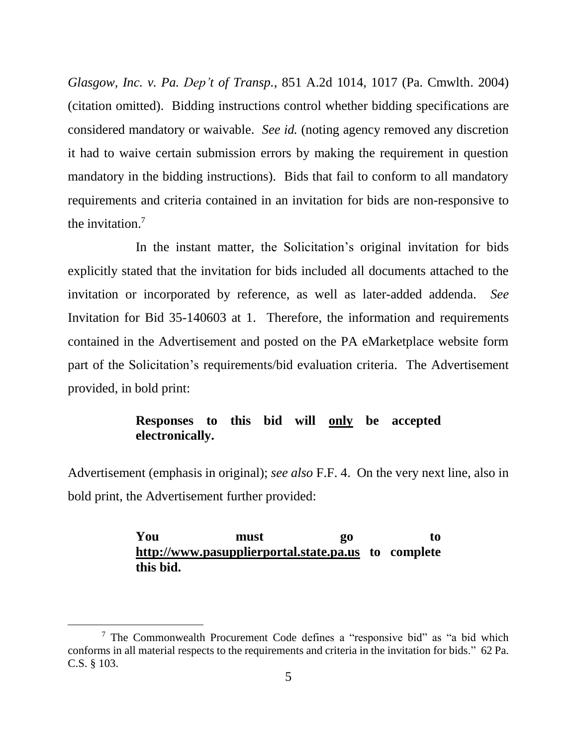*Glasgow, Inc. v. Pa. Dep't of Transp.*, 851 A.2d 1014, 1017 (Pa. Cmwlth. 2004) (citation omitted). Bidding instructions control whether bidding specifications are considered mandatory or waivable. *See id.* (noting agency removed any discretion it had to waive certain submission errors by making the requirement in question mandatory in the bidding instructions). Bids that fail to conform to all mandatory requirements and criteria contained in an invitation for bids are non-responsive to the invitation.[7]

In the instant matter, the Solicitation's original invitation for bids explicitly stated that the invitation for bids included all documents attached to the invitation or incorporated by reference, as well as later-added addenda. *See* Invitation for Bid 35-140603 at 1. Therefore, the information and requirements contained in the Advertisement and posted on the PA eMarketplace website form part of the Solicitation's requirements/bid evaluation criteria. The Advertisement provided, in bold print:

> **Responses to this bid will <u>only</u> be accepted electronically.**

Advertisement (emphasis in original); *see also* F.F. 4. On the very next line, also in bold print, the Advertisement further provided:

> **You must go to <u>http://www.pasupplierportal.state.pa.us</u> to complete this bid.**

---

[7] The Commonwealth Procurement Code defines a "responsive bid" as "a bid which conforms in all material respects to the requirements and criteria in the invitation for bids." 62 Pa. C.S. § 103.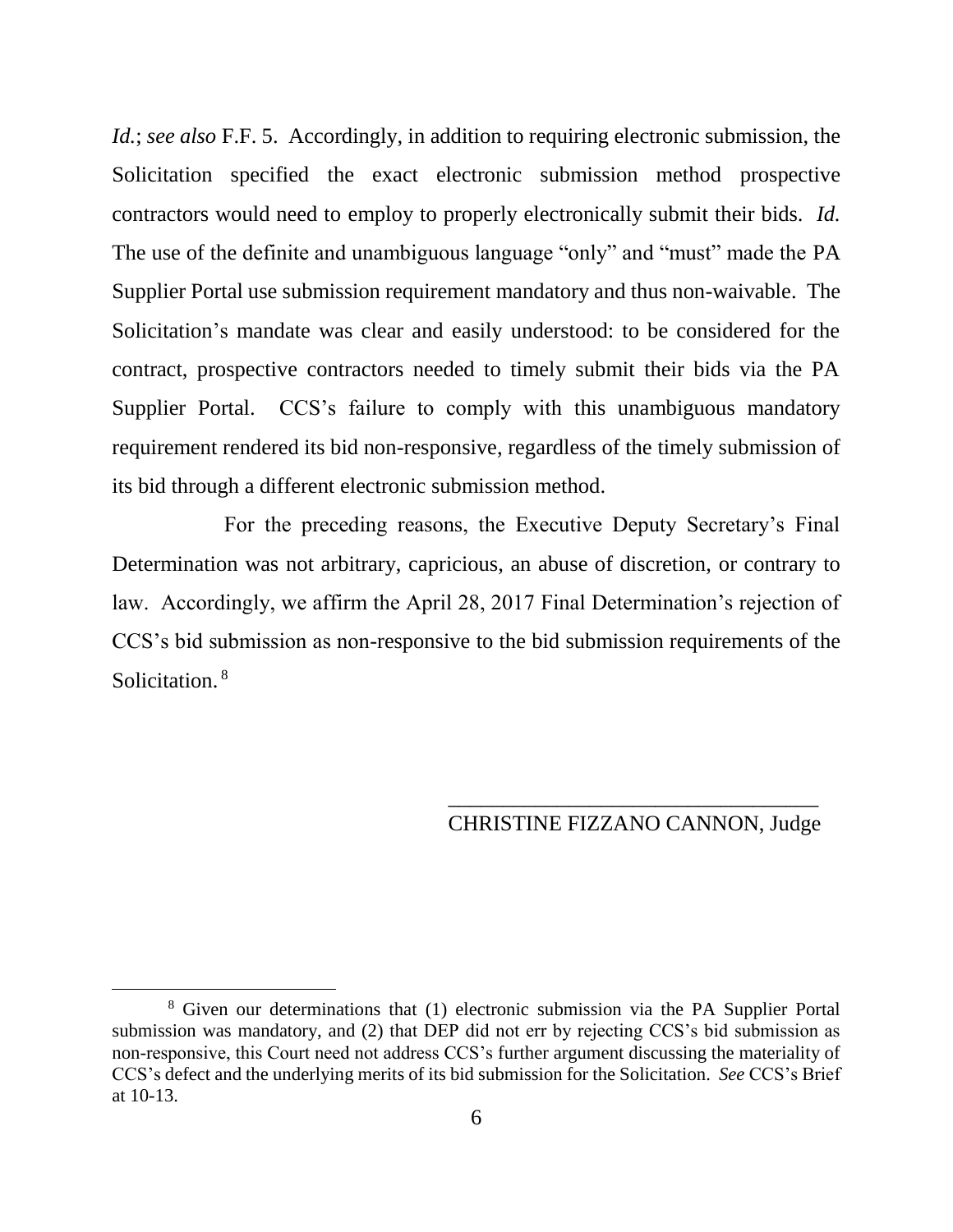*Id.*; *see also* F.F. 5. Accordingly, in addition to requiring electronic submission, the Solicitation specified the exact electronic submission method prospective contractors would need to employ to properly electronically submit their bids. *Id.* The use of the definite and unambiguous language "only" and "must" made the PA Supplier Portal use submission requirement mandatory and thus non-waivable. The Solicitation's mandate was clear and easily understood: to be considered for the contract, prospective contractors needed to timely submit their bids via the PA Supplier Portal. CCS's failure to comply with this unambiguous mandatory requirement rendered its bid non-responsive, regardless of the timely submission of its bid through a different electronic submission method.

For the preceding reasons, the Executive Deputy Secretary's Final Determination was not arbitrary, capricious, an abuse of discretion, or contrary to law. Accordingly, we affirm the April 28, 2017 Final Determination's rejection of CCS's bid submission as non-responsive to the bid submission requirements of the Solicitation.[8]

\_\_\_\_\_\_\_\_\_\_\_\_\_\_\_\_\_\_\_\_\_\_\_\_\_\_\_\_\_\_\_\_\_\_
CHRISTINE FIZZANO CANNON, Judge

---

[8] Given our determinations that (1) electronic submission via the PA Supplier Portal submission was mandatory, and (2) that DEP did not err by rejecting CCS's bid submission as non-responsive, this Court need not address CCS's further argument discussing the materiality of CCS's defect and the underlying merits of its bid submission for the Solicitation. *See* CCS's Brief at 10-13.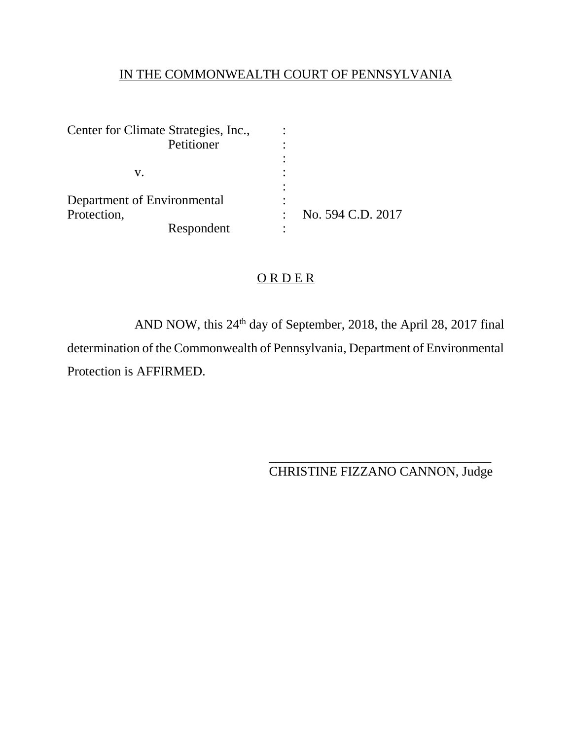IN THE COMMONWEALTH COURT OF PENNSYLVANIA

| | | |
|---|---|---|
| Center for Climate Strategies, Inc., Petitioner | : | |
| v. | : | |
| Department of Environmental Protection, Respondent | : | No. 594 C.D. 2017 |

## O R D E R

AND NOW, this 24th day of September, 2018, the April 28, 2017 final determination of the Commonwealth of Pennsylvania, Department of Environmental Protection is AFFIRMED.

\_\_\_\_\_\_\_\_\_\_\_\_\_\_\_\_\_\_\_\_\_\_\_\_\_\_\_\_\_\_\_\_\_\_\_\_

CHRISTINE FIZZANO CANNON, Judge